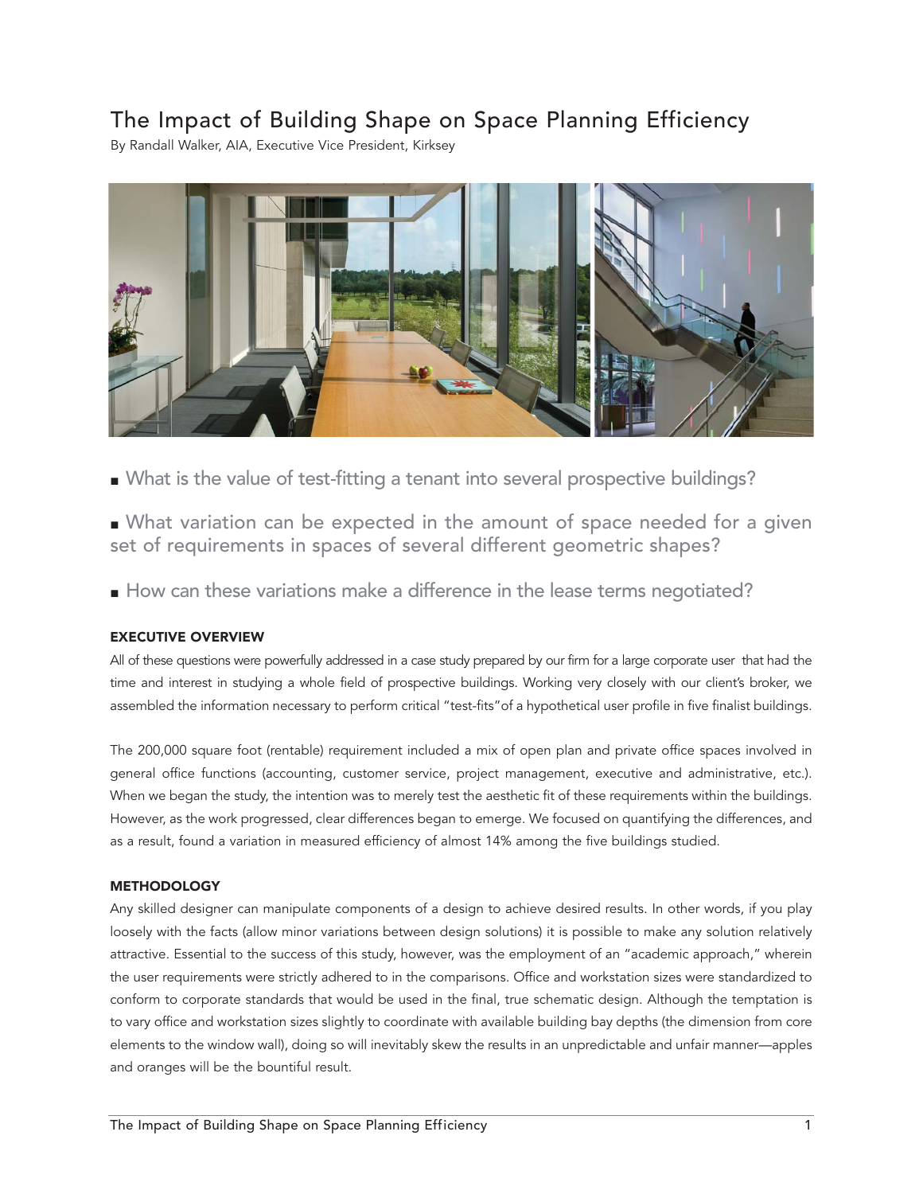# The Impact of Building Shape on Space Planning Efficiency

By Randall Walker, AIA, Executive Vice President, Kirksey

- What is the value of test-fitting a tenant into several prospective buildings?
- What variation can be expected in the amount of space needed for a given set of requirements in spaces of several different geometric shapes?
- How can these variations make a difference in the lease terms negotiated?

## EXECUTIVE OVERVIEW

All of these questions were powerfully addressed in a case study prepared by our firm for a large corporate user that had the time and interest in studying a whole field of prospective buildings. Working very closely with our client's broker, we assembled the information necessary to perform critical "test-fits" of a hypothetical user profile in five finalist buildings.

The 200,000 square foot (rentable) requirement included a mix of open plan and private office spaces involved in general office functions (accounting, customer service, project management, executive and administrative, etc.). When we began the study, the intention was to merely test the aesthetic fit of these requirements within the buildings. However, as the work progressed, clear differences began to emerge. We focused on quantifying the differences, and as a result, found a variation in measured efficiency of almost 14% among the five buildings studied.

## METHODOLOGY

Any skilled designer can manipulate components of a design to achieve desired results. In other words, if you play loosely with the facts (allow minor variations between design solutions) it is possible to make any solution relatively attractive. Essential to the success of this study, however, was the employment of an "academic approach," wherein the user requirements were strictly adhered to in the comparisons. Office and workstation sizes were standardized to conform to corporate standards that would be used in the final, true schematic design. Although the temptation is to vary office and workstation sizes slightly to coordinate with available building bay depths (the dimension from core elements to the window wall), doing so will inevitably skew the results in an unpredictable and unfair manner—apples and oranges will be the bountiful result.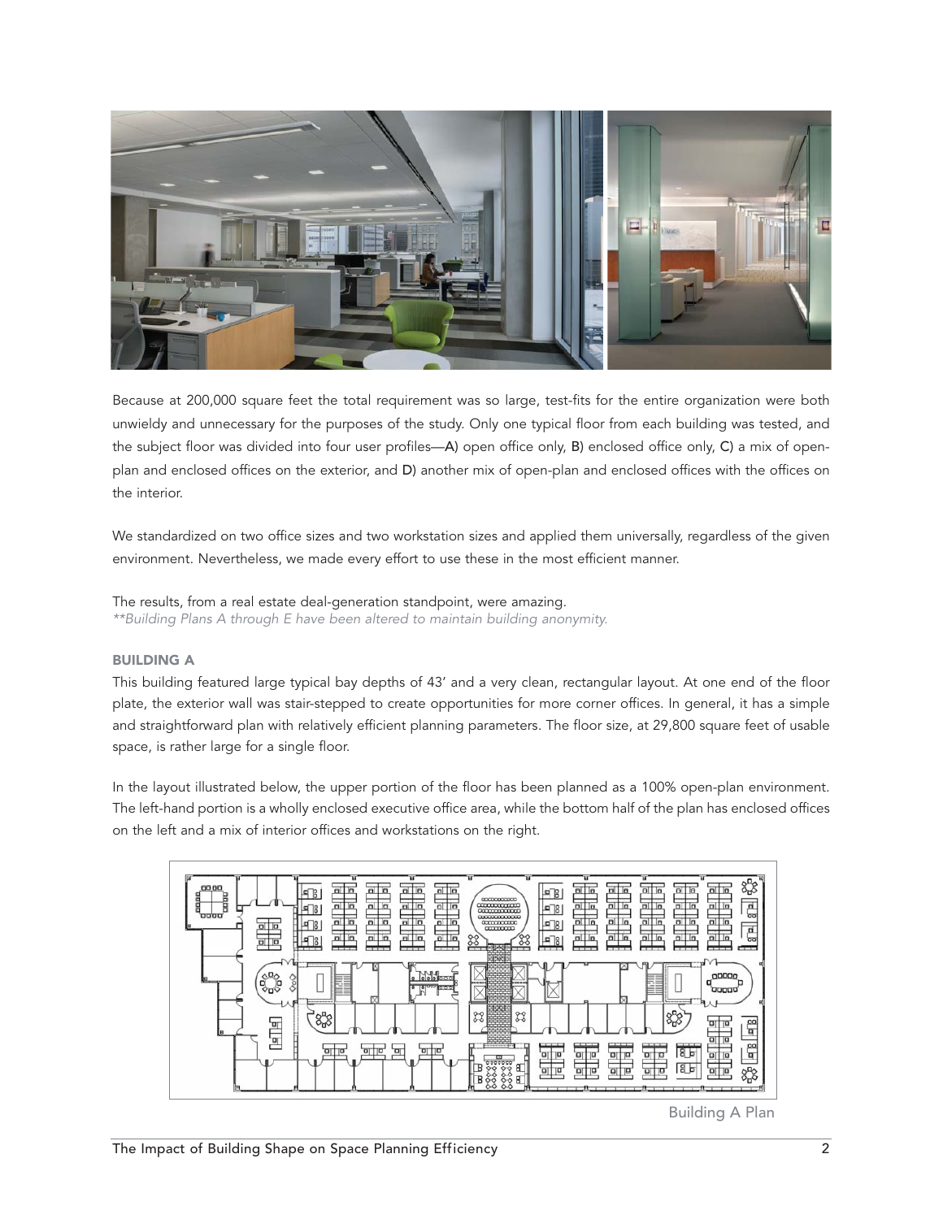Because at 200,000 square feet the total requirement was so large, test-fits for the entire organization were both unwieldy and unnecessary for the purposes of the study. Only one typical floor from each building was tested, and the subject floor was divided into four user profiles—A) open office only, B) enclosed office only, C) a mix of open-plan and enclosed offices on the exterior, and D) another mix of open-plan and enclosed offices with the offices on the interior.

We standardized on two office sizes and two workstation sizes and applied them universally, regardless of the given environment. Nevertheless, we made every effort to use these in the most efficient manner.

The results, from a real estate deal-generation standpoint, were amazing.
*\*\*Building Plans A through E have been altered to maintain building anonymity.*

### BUILDING A

This building featured large typical bay depths of 43' and a very clean, rectangular layout. At one end of the floor plate, the exterior wall was stair-stepped to create opportunities for more corner offices. In general, it has a simple and straightforward plan with relatively efficient planning parameters. The floor size, at 29,800 square feet of usable space, is rather large for a single floor.

In the layout illustrated below, the upper portion of the floor has been planned as a 100% open-plan environment. The left-hand portion is a wholly enclosed executive office area, while the bottom half of the plan has enclosed offices on the left and a mix of interior offices and workstations on the right.

Building A Plan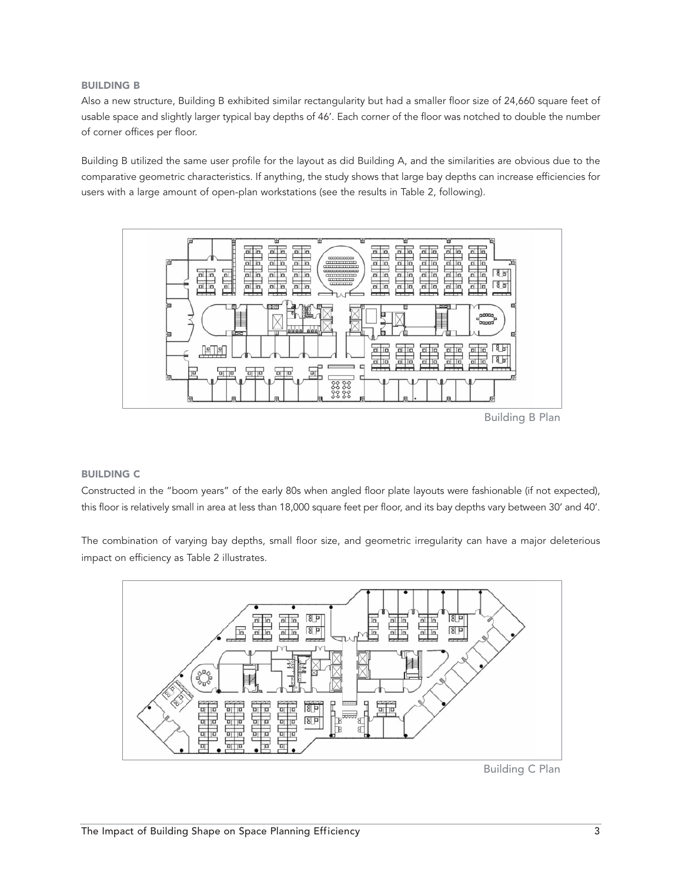### BUILDING B

Also a new structure, Building B exhibited similar rectangularity but had a smaller floor size of 24,660 square feet of usable space and slightly larger typical bay depths of 46'. Each corner of the floor was notched to double the number of corner offices per floor.

Building B utilized the same user profile for the layout as did Building A, and the similarities are obvious due to the comparative geometric characteristics. If anything, the study shows that large bay depths can increase efficiencies for users with a large amount of open-plan workstations (see the results in Table 2, following).

Building B Plan

### BUILDING C

Constructed in the "boom years" of the early 80s when angled floor plate layouts were fashionable (if not expected), this floor is relatively small in area at less than 18,000 square feet per floor, and its bay depths vary between 30' and 40'.

The combination of varying bay depths, small floor size, and geometric irregularity can have a major deleterious impact on efficiency as Table 2 illustrates.

Building C Plan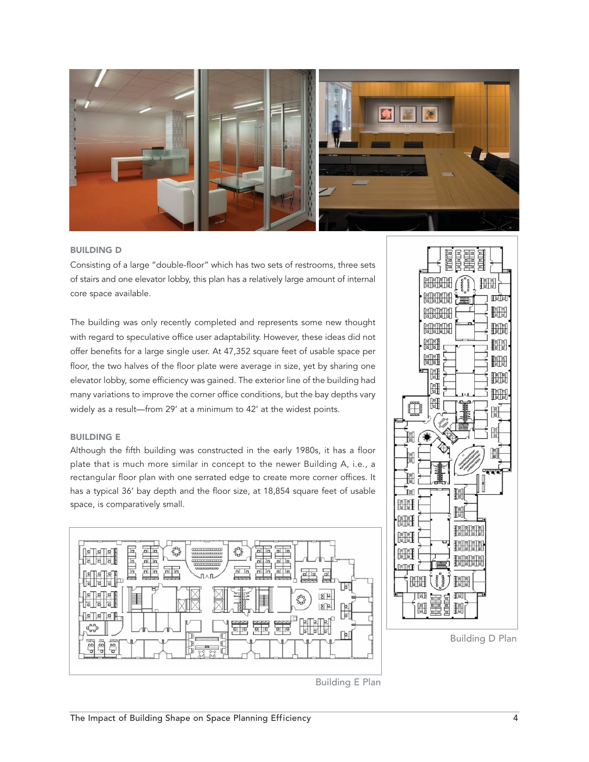### BUILDING D

Consisting of a large "double-floor" which has two sets of restrooms, three sets of stairs and one elevator lobby, this plan has a relatively large amount of internal core space available.

The building was only recently completed and represents some new thought with regard to speculative office user adaptability. However, these ideas did not offer benefits for a large single user. At 47,352 square feet of usable space per floor, the two halves of the floor plate were average in size, yet by sharing one elevator lobby, some efficiency was gained. The exterior line of the building had many variations to improve the corner office conditions, but the bay depths vary widely as a result—from 29' at a minimum to 42' at the widest points.

### BUILDING E

Although the fifth building was constructed in the early 1980s, it has a floor plate that is much more similar in concept to the newer Building A, i.e., a rectangular floor plan with one serrated edge to create more corner offices. It has a typical 36' bay depth and the floor size, at 18,854 square feet of usable space, is comparatively small.

Building D Plan

Building E Plan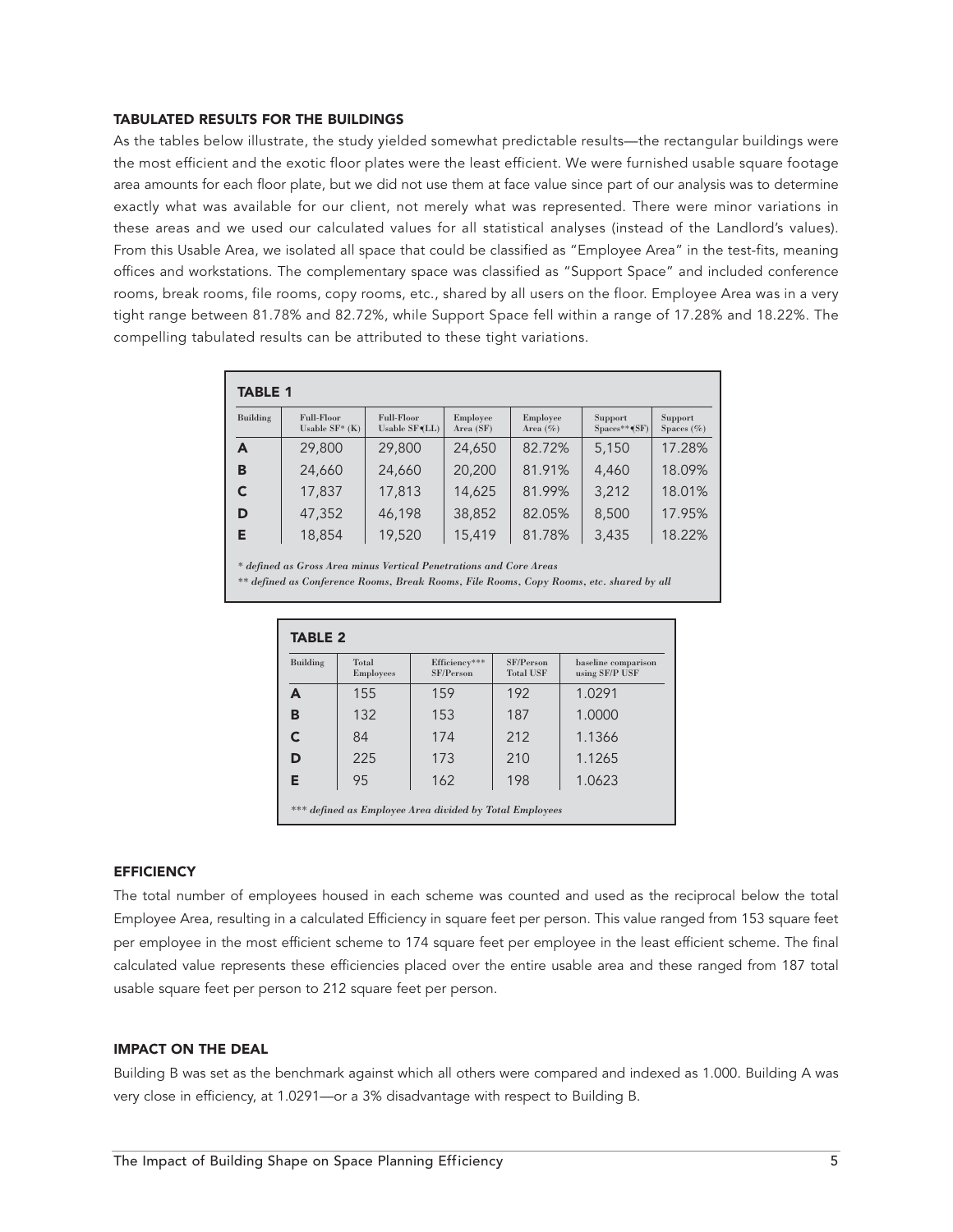### TABULATED RESULTS FOR THE BUILDINGS

As the tables below illustrate, the study yielded somewhat predictable results—the rectangular buildings were the most efficient and the exotic floor plates were the least efficient. We were furnished usable square footage area amounts for each floor plate, but we did not use them at face value since part of our analysis was to determine exactly what was available for our client, not merely what was represented. There were minor variations in these areas and we used our calculated values for all statistical analyses (instead of the Landlord's values). From this Usable Area, we isolated all space that could be classified as "Employee Area" in the test-fits, meaning offices and workstations. The complementary space was classified as "Support Space" and included conference rooms, break rooms, file rooms, copy rooms, etc., shared by all users on the floor. Employee Area was in a very tight range between 81.78% and 82.72%, while Support Space fell within a range of 17.28% and 18.22%. The compelling tabulated results can be attributed to these tight variations.

**TABLE 1**

| Building | Full-Floor Usable SF* (K) | Full-Floor Usable SF (LL) | Employee Area (SF) | Employee Area (%) | Support Spaces** (SF) | Support Spaces (%) |
|---|---|---|---|---|---|---|
| A | 29,800 | 29,800 | 24,650 | 82.72% | 5,150 | 17.28% |
| B | 24,660 | 24,660 | 20,200 | 81.91% | 4,460 | 18.09% |
| C | 17,837 | 17,813 | 14,625 | 81.99% | 3,212 | 18.01% |
| D | 47,352 | 46,198 | 38,852 | 82.05% | 8,500 | 17.95% |
| E | 18,854 | 19,520 | 15,419 | 81.78% | 3,435 | 18.22% |

*\* defined as Gross Area minus Vertical Penetrations and Core Areas*

*\*\* defined as Conference Rooms, Break Rooms, File Rooms, Copy Rooms, etc. shared by all*

**TABLE 2**

| Building | Total Employees | Efficiency*** SF/Person | SF/Person Total USF | baseline comparison using SF/P USF |
|---|---|---|---|---|
| A | 155 | 159 | 192 | 1.0291 |
| B | 132 | 153 | 187 | 1.0000 |
| C | 84 | 174 | 212 | 1.1366 |
| D | 225 | 173 | 210 | 1.1265 |
| E | 95 | 162 | 198 | 1.0623 |

*\*\*\* defined as Employee Area divided by Total Employees*

### EFFICIENCY

The total number of employees housed in each scheme was counted and used as the reciprocal below the total Employee Area, resulting in a calculated Efficiency in square feet per person. This value ranged from 153 square feet per employee in the most efficient scheme to 174 square feet per employee in the least efficient scheme. The final calculated value represents these efficiencies placed over the entire usable area and these ranged from 187 total usable square feet per person to 212 square feet per person.

### IMPACT ON THE DEAL

Building B was set as the benchmark against which all others were compared and indexed as 1.000. Building A was very close in efficiency, at 1.0291—or a 3% disadvantage with respect to Building B.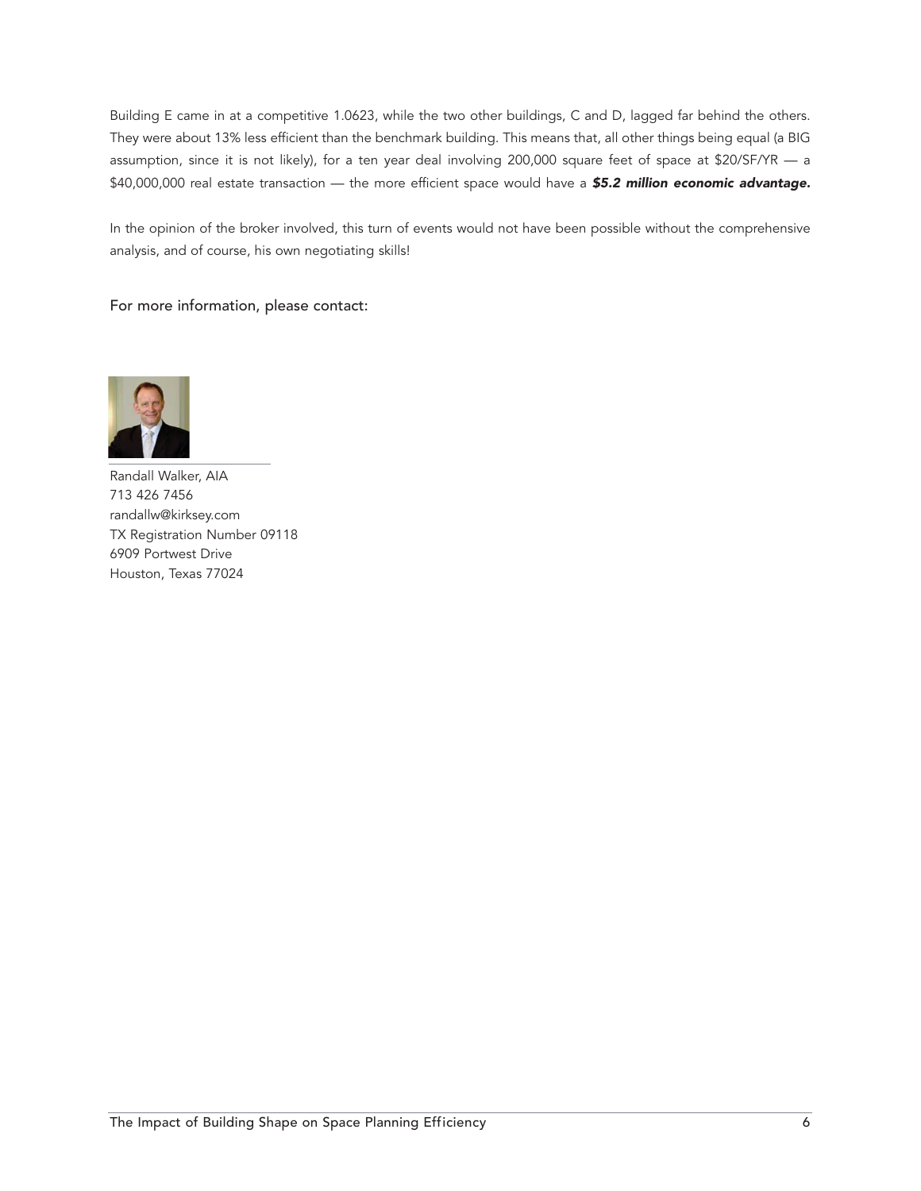Building E came in at a competitive 1.0623, while the two other buildings, C and D, lagged far behind the others. They were about 13% less efficient than the benchmark building. This means that, all other things being equal (a BIG assumption, since it is not likely), for a ten year deal involving 200,000 square feet of space at $20/SF/YR — a $40,000,000 real estate transaction — the more efficient space would have a ***$5.2 million economic advantage.***

In the opinion of the broker involved, this turn of events would not have been possible without the comprehensive analysis, and of course, his own negotiating skills!

For more information, please contact:

Randall Walker, AIA
713 426 7456
randallw@kirksey.com
TX Registration Number 09118
6909 Portwest Drive
Houston, Texas 77024